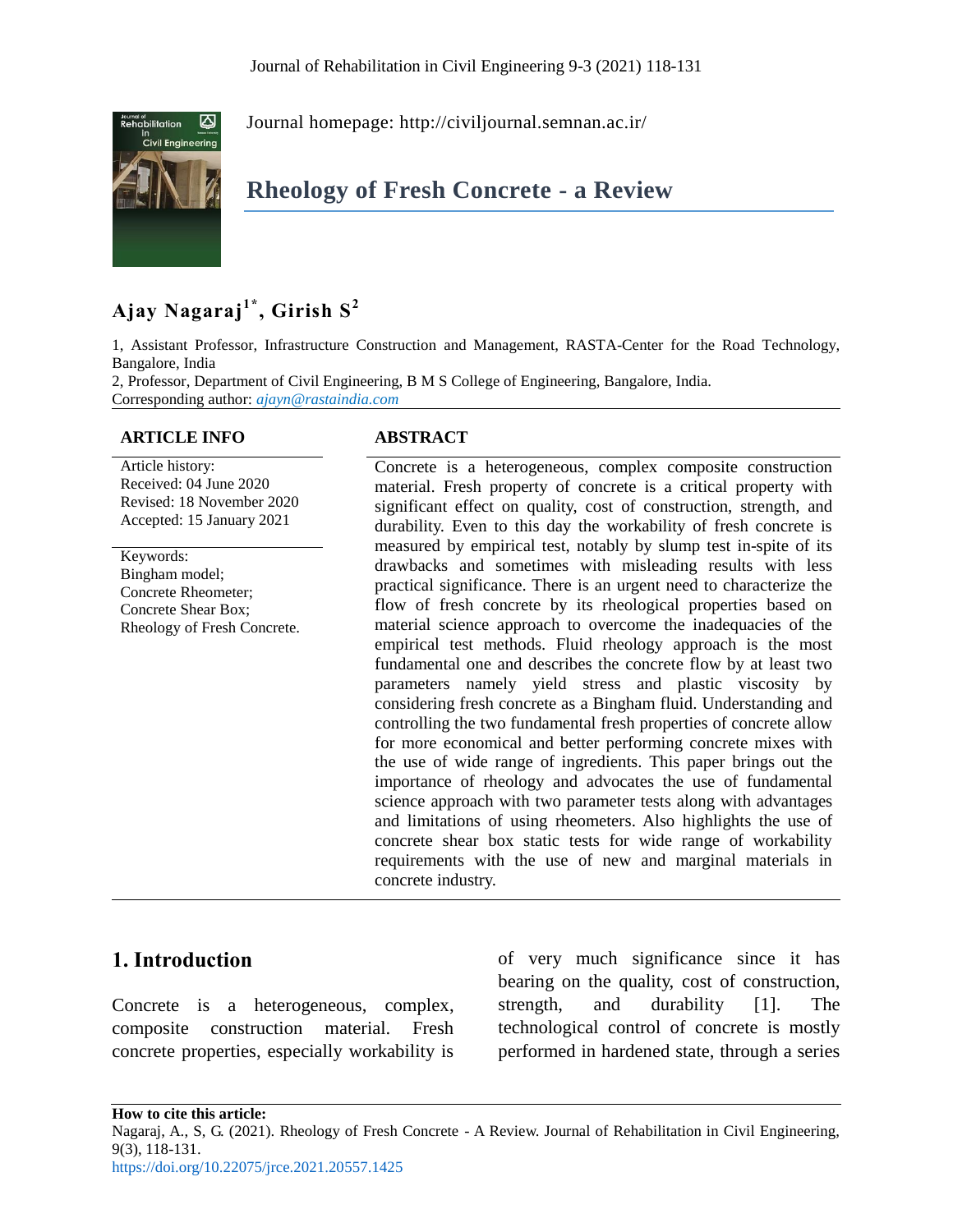Journal homepage: http://civiljournal.semnan.ac.ir/

# Rheology of Fresh Concrete - a Review

**Ajay Nagaraj[1*], Girish S[2]**

1, Assistant Professor, Infrastructure Construction and Management, RASTA-Center for the Road Technology, Bangalore, India

2, Professor, Department of Civil Engineering, B M S College of Engineering, Bangalore, India.

Corresponding author: *ajayn@rastaindia.com*

**ARTICLE INFO**

Article history:
Received: 04 June 2020
Revised: 18 November 2020
Accepted: 15 January 2021

Keywords:
Bingham model;
Concrete Rheometer;
Concrete Shear Box;
Rheology of Fresh Concrete.

**ABSTRACT**

Concrete is a heterogeneous, complex composite construction material. Fresh property of concrete is a critical property with significant effect on quality, cost of construction, strength, and durability. Even to this day the workability of fresh concrete is measured by empirical test, notably by slump test in-spite of its drawbacks and sometimes with misleading results with less practical significance. There is an urgent need to characterize the flow of fresh concrete by its rheological properties based on material science approach to overcome the inadequacies of the empirical test methods. Fluid rheology approach is the most fundamental one and describes the concrete flow by at least two parameters namely yield stress and plastic viscosity by considering fresh concrete as a Bingham fluid. Understanding and controlling the two fundamental fresh properties of concrete allow for more economical and better performing concrete mixes with the use of wide range of ingredients. This paper brings out the importance of rheology and advocates the use of fundamental science approach with two parameter tests along with advantages and limitations of using rheometers. Also highlights the use of concrete shear box static tests for wide range of workability requirements with the use of new and marginal materials in concrete industry.

## 1. Introduction

Concrete is a heterogeneous, complex, composite construction material. Fresh concrete properties, especially workability is of very much significance since it has bearing on the quality, cost of construction, strength, and durability [1]. The technological control of concrete is mostly performed in hardened state, through a series

**How to cite this article:**
Nagaraj, A., S, G. (2021). Rheology of Fresh Concrete - A Review. Journal of Rehabilitation in Civil Engineering, 9(3), 118-131.
https://doi.org/10.22075/jrce.2021.20557.1425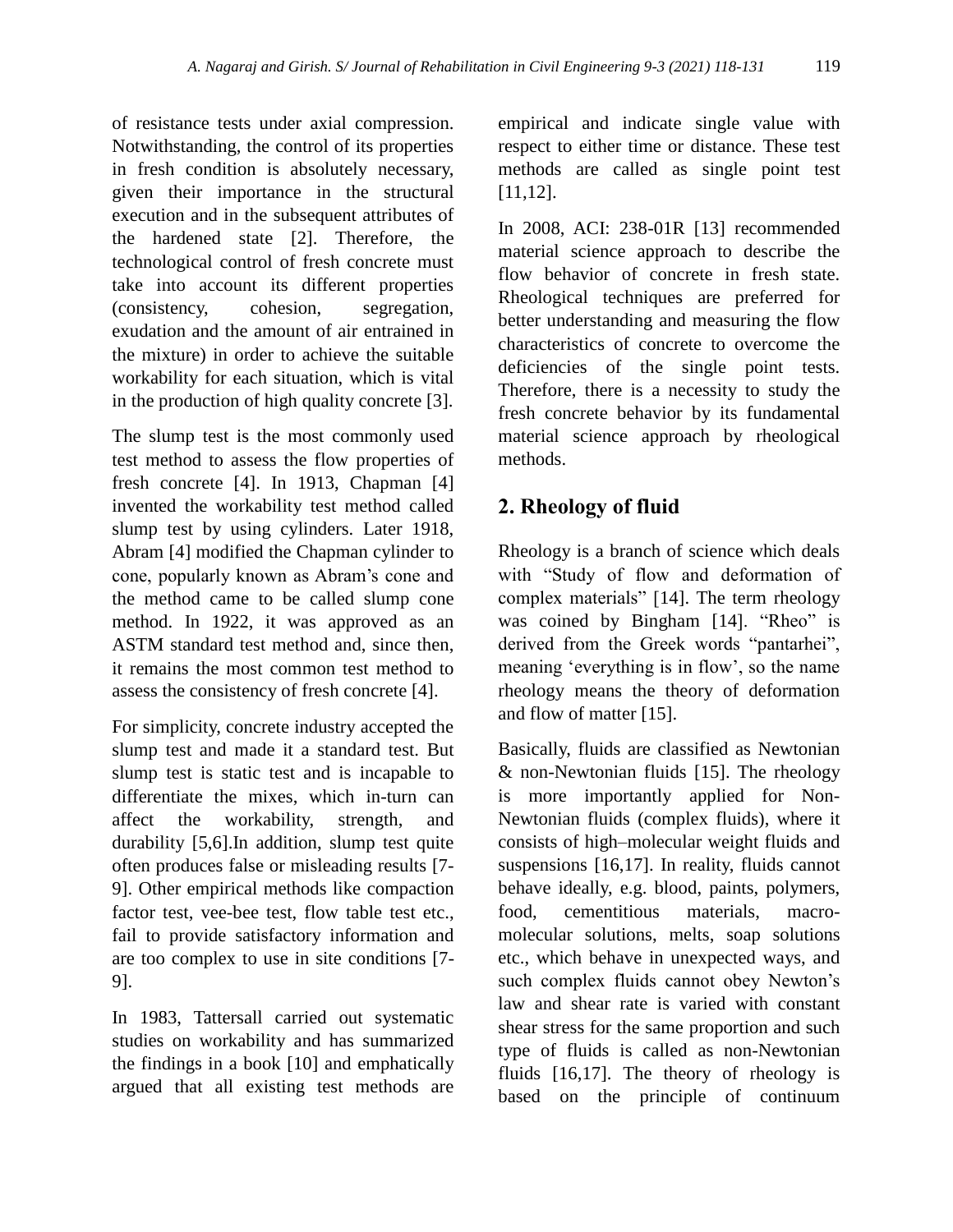of resistance tests under axial compression. Notwithstanding, the control of its properties in fresh condition is absolutely necessary, given their importance in the structural execution and in the subsequent attributes of the hardened state [2]. Therefore, the technological control of fresh concrete must take into account its different properties (consistency, cohesion, segregation, exudation and the amount of air entrained in the mixture) in order to achieve the suitable workability for each situation, which is vital in the production of high quality concrete [3].

The slump test is the most commonly used test method to assess the flow properties of fresh concrete [4]. In 1913, Chapman [4] invented the workability test method called slump test by using cylinders. Later 1918, Abram [4] modified the Chapman cylinder to cone, popularly known as Abram's cone and the method came to be called slump cone method. In 1922, it was approved as an ASTM standard test method and, since then, it remains the most common test method to assess the consistency of fresh concrete [4].

For simplicity, concrete industry accepted the slump test and made it a standard test. But slump test is static test and is incapable to differentiate the mixes, which in-turn can affect the workability, strength, and durability [5,6].In addition, slump test quite often produces false or misleading results [7-9]. Other empirical methods like compaction factor test, vee-bee test, flow table test etc., fail to provide satisfactory information and are too complex to use in site conditions [7-9].

In 1983, Tattersall carried out systematic studies on workability and has summarized the findings in a book [10] and emphatically argued that all existing test methods are empirical and indicate single value with respect to either time or distance. These test methods are called as single point test [11,12].

In 2008, ACI: 238-01R [13] recommended material science approach to describe the flow behavior of concrete in fresh state. Rheological techniques are preferred for better understanding and measuring the flow characteristics of concrete to overcome the deficiencies of the single point tests. Therefore, there is a necessity to study the fresh concrete behavior by its fundamental material science approach by rheological methods.

## 2. Rheology of fluid

Rheology is a branch of science which deals with "Study of flow and deformation of complex materials" [14]. The term rheology was coined by Bingham [14]. "Rheo" is derived from the Greek words "pantarhei", meaning 'everything is in flow', so the name rheology means the theory of deformation and flow of matter [15].

Basically, fluids are classified as Newtonian & non-Newtonian fluids [15]. The rheology is more importantly applied for Non-Newtonian fluids (complex fluids), where it consists of high–molecular weight fluids and suspensions [16,17]. In reality, fluids cannot behave ideally, e.g. blood, paints, polymers, food, cementitious materials, macro-molecular solutions, melts, soap solutions etc., which behave in unexpected ways, and such complex fluids cannot obey Newton's law and shear rate is varied with constant shear stress for the same proportion and such type of fluids is called as non-Newtonian fluids [16,17]. The theory of rheology is based on the principle of continuum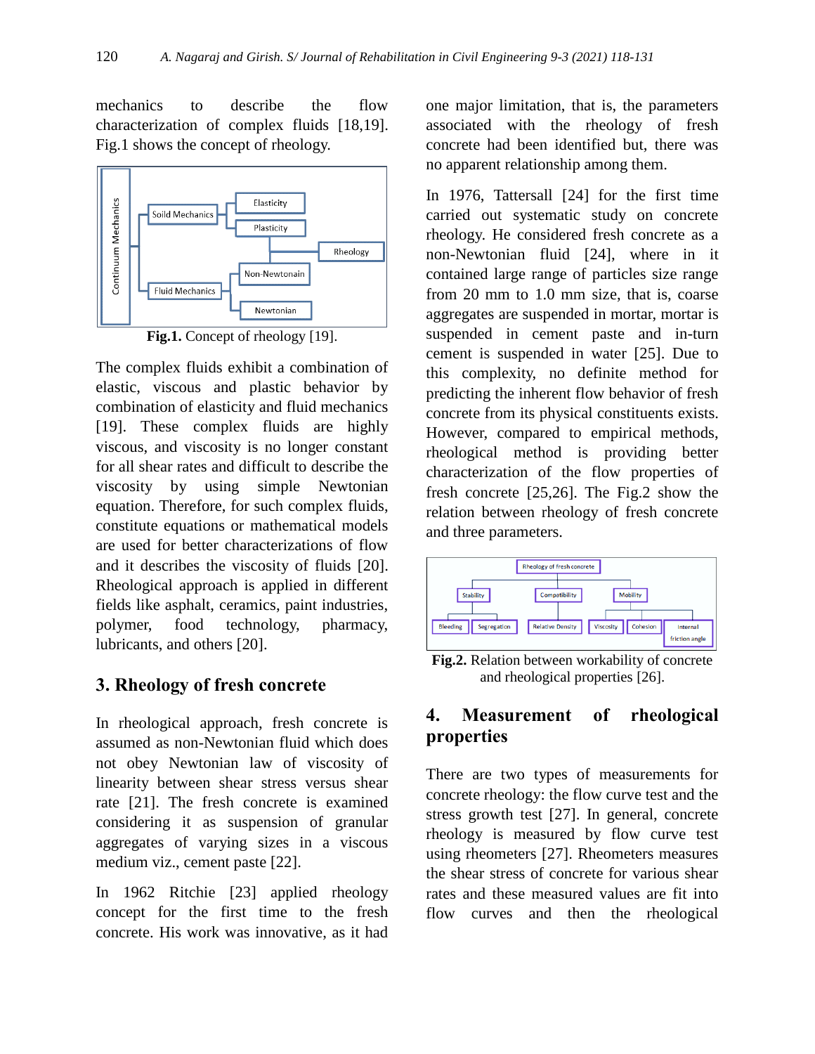mechanics to describe the flow characterization of complex fluids [18,19]. Fig.1 shows the concept of rheology.

**Fig.1.** Concept of rheology [19].

The complex fluids exhibit a combination of elastic, viscous and plastic behavior by combination of elasticity and fluid mechanics [19]. These complex fluids are highly viscous, and viscosity is no longer constant for all shear rates and difficult to describe the viscosity by using simple Newtonian equation. Therefore, for such complex fluids, constitute equations or mathematical models are used for better characterizations of flow and it describes the viscosity of fluids [20]. Rheological approach is applied in different fields like asphalt, ceramics, paint industries, polymer, food technology, pharmacy, lubricants, and others [20].

## 3. Rheology of fresh concrete

In rheological approach, fresh concrete is assumed as non-Newtonian fluid which does not obey Newtonian law of viscosity of linearity between shear stress versus shear rate [21]. The fresh concrete is examined considering it as suspension of granular aggregates of varying sizes in a viscous medium viz., cement paste [22].

In 1962 Ritchie [23] applied rheology concept for the first time to the fresh concrete. His work was innovative, as it had one major limitation, that is, the parameters associated with the rheology of fresh concrete had been identified but, there was no apparent relationship among them.

In 1976, Tattersall [24] for the first time carried out systematic study on concrete rheology. He considered fresh concrete as a non-Newtonian fluid [24], where in it contained large range of particles size range from 20 mm to 1.0 mm size, that is, coarse aggregates are suspended in mortar, mortar is suspended in cement paste and in-turn cement is suspended in water [25]. Due to this complexity, no definite method for predicting the inherent flow behavior of fresh concrete from its physical constituents exists. However, compared to empirical methods, rheological method is providing better characterization of the flow properties of fresh concrete [25,26]. The Fig.2 show the relation between rheology of fresh concrete and three parameters.

**Fig.2.** Relation between workability of concrete and rheological properties [26].

## 4. Measurement of rheological properties

There are two types of measurements for concrete rheology: the flow curve test and the stress growth test [27]. In general, concrete rheology is measured by flow curve test using rheometers [27]. Rheometers measures the shear stress of concrete for various shear rates and these measured values are fit into flow curves and then the rheological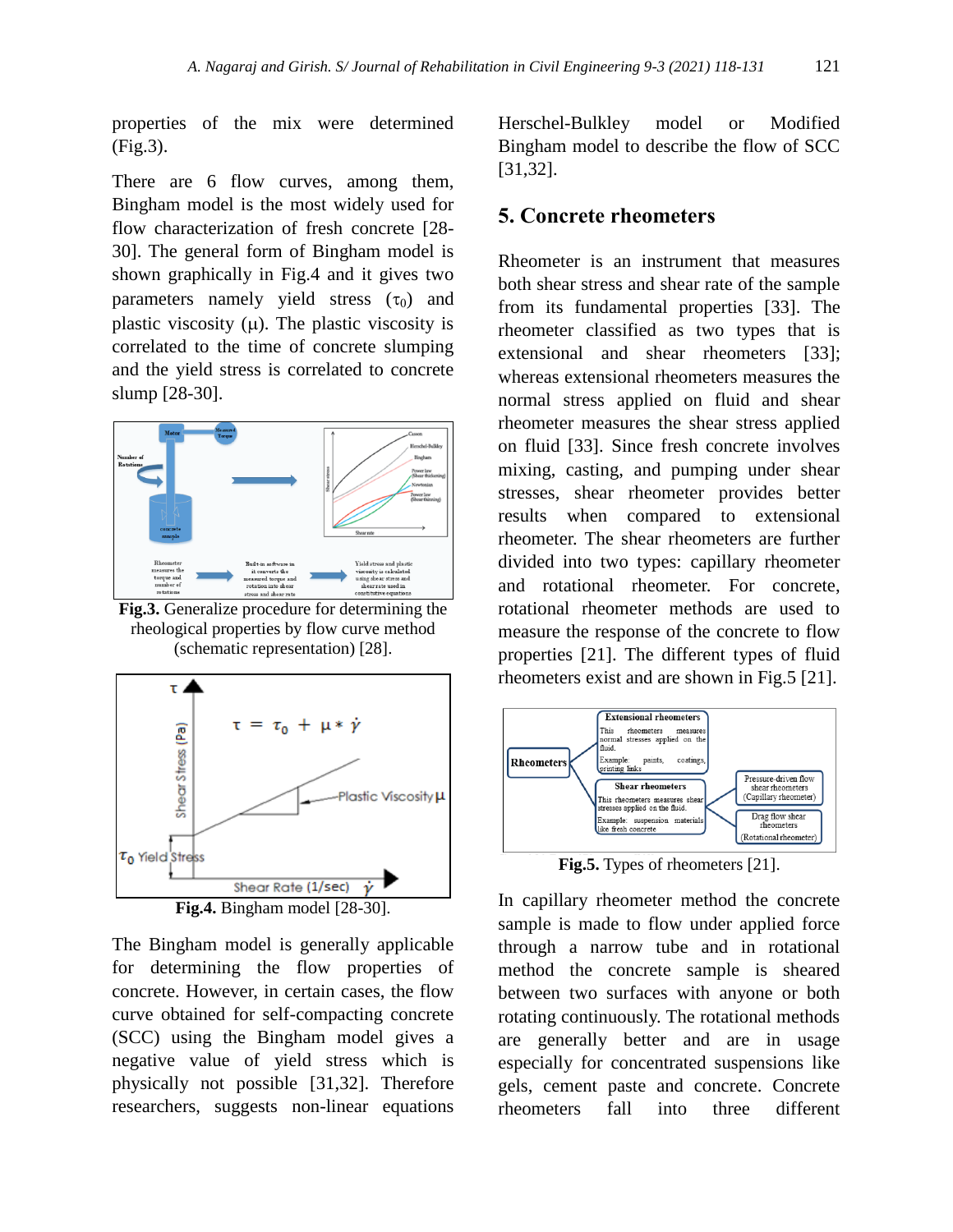properties of the mix were determined (Fig.3).

There are 6 flow curves, among them, Bingham model is the most widely used for flow characterization of fresh concrete [28-30]. The general form of Bingham model is shown graphically in Fig.4 and it gives two parameters namely yield stress ($\tau_0$) and plastic viscosity ($\mu$). The plastic viscosity is correlated to the time of concrete slumping and the yield stress is correlated to concrete slump [28-30].

**Fig.3.** Generalize procedure for determining the rheological properties by flow curve method (schematic representation) [28].

**Fig.4.** Bingham model [28-30].

The Bingham model is generally applicable for determining the flow properties of concrete. However, in certain cases, the flow curve obtained for self-compacting concrete (SCC) using the Bingham model gives a negative value of yield stress which is physically not possible [31,32]. Therefore researchers, suggests non-linear equations Herschel-Bulkley model or Modified Bingham model to describe the flow of SCC [31,32].

## 5. Concrete rheometers

Rheometer is an instrument that measures both shear stress and shear rate of the sample from its fundamental properties [33]. The rheometer classified as two types that is extensional and shear rheometers [33]; whereas extensional rheometers measures the normal stress applied on fluid and shear rheometer measures the shear stress applied on fluid [33]. Since fresh concrete involves mixing, casting, and pumping under shear stresses, shear rheometer provides better results when compared to extensional rheometer. The shear rheometers are further divided into two types: capillary rheometer and rotational rheometer. For concrete, rotational rheometer methods are used to measure the response of the concrete to flow properties [21]. The different types of fluid rheometers exist and are shown in Fig.5 [21].

**Fig.5.** Types of rheometers [21].

In capillary rheometer method the concrete sample is made to flow under applied force through a narrow tube and in rotational method the concrete sample is sheared between two surfaces with anyone or both rotating continuously. The rotational methods are generally better and are in usage especially for concentrated suspensions like gels, cement paste and concrete. Concrete rheometers fall into three different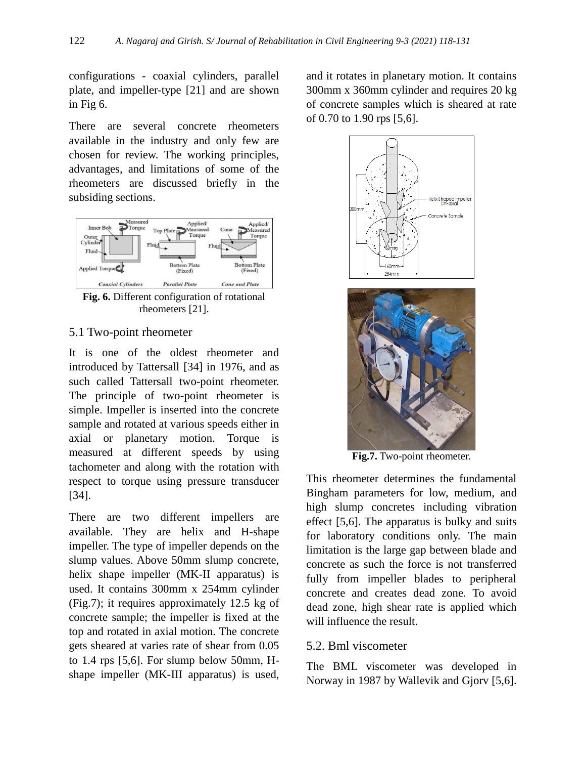configurations - coaxial cylinders, parallel plate, and impeller-type [21] and are shown in Fig 6.

There are several concrete rheometers available in the industry and only few are chosen for review. The working principles, advantages, and limitations of some of the rheometers are discussed briefly in the subsiding sections.

**Fig. 6.** Different configuration of rotational rheometers [21].

## 5.1 Two-point rheometer

It is one of the oldest rheometer and introduced by Tattersall [34] in 1976, and as such called Tattersall two-point rheometer. The principle of two-point rheometer is simple. Impeller is inserted into the concrete sample and rotated at various speeds either in axial or planetary motion. Torque is measured at different speeds by using tachometer and along with the rotation with respect to torque using pressure transducer [34].

There are two different impellers are available. They are helix and H-shape impeller. The type of impeller depends on the slump values. Above 50mm slump concrete, helix shape impeller (MK-II apparatus) is used. It contains 300mm x 254mm cylinder (Fig.7); it requires approximately 12.5 kg of concrete sample; the impeller is fixed at the top and rotated in axial motion. The concrete gets sheared at varies rate of shear from 0.05 to 1.4 rps [5,6]. For slump below 50mm, H-shape impeller (MK-III apparatus) is used, and it rotates in planetary motion. It contains 300mm x 360mm cylinder and requires 20 kg of concrete samples which is sheared at rate of 0.70 to 1.90 rps [5,6].

**Fig.7.** Two-point rheometer.

This rheometer determines the fundamental Bingham parameters for low, medium, and high slump concretes including vibration effect [5,6]. The apparatus is bulky and suits for laboratory conditions only. The main limitation is the large gap between blade and concrete as such the force is not transferred fully from impeller blades to peripheral concrete and creates dead zone. To avoid dead zone, high shear rate is applied which will influence the result.

## 5.2. Bml viscometer

The BML viscometer was developed in Norway in 1987 by Wallevik and Gjorv [5,6].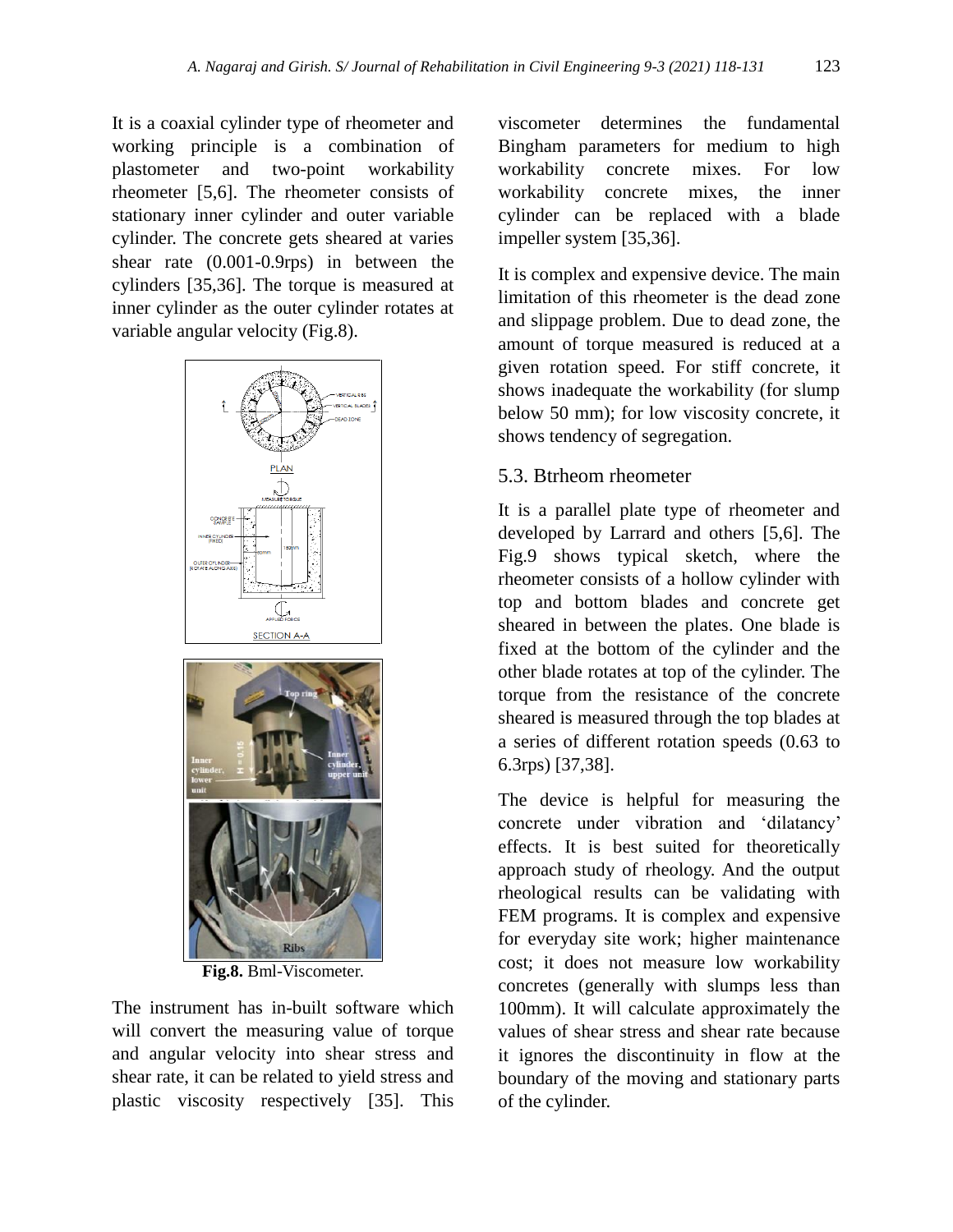It is a coaxial cylinder type of rheometer and working principle is a combination of plastometer and two-point workability rheometer [5,6]. The rheometer consists of stationary inner cylinder and outer variable cylinder. The concrete gets sheared at varies shear rate (0.001-0.9rps) in between the cylinders [35,36]. The torque is measured at inner cylinder as the outer cylinder rotates at variable angular velocity (Fig.8).

**Fig.8.** Bml-Viscometer.

The instrument has in-built software which will convert the measuring value of torque and angular velocity into shear stress and shear rate, it can be related to yield stress and plastic viscosity respectively [35]. This viscometer determines the fundamental Bingham parameters for medium to high workability concrete mixes. For low workability concrete mixes, the inner cylinder can be replaced with a blade impeller system [35,36].

It is complex and expensive device. The main limitation of this rheometer is the dead zone and slippage problem. Due to dead zone, the amount of torque measured is reduced at a given rotation speed. For stiff concrete, it shows inadequate the workability (for slump below 50 mm); for low viscosity concrete, it shows tendency of segregation.

## 5.3. Btrheom rheometer

It is a parallel plate type of rheometer and developed by Larrard and others [5,6]. The Fig.9 shows typical sketch, where the rheometer consists of a hollow cylinder with top and bottom blades and concrete get sheared in between the plates. One blade is fixed at the bottom of the cylinder and the other blade rotates at top of the cylinder. The torque from the resistance of the concrete sheared is measured through the top blades at a series of different rotation speeds (0.63 to 6.3rps) [37,38].

The device is helpful for measuring the concrete under vibration and 'dilatancy' effects. It is best suited for theoretically approach study of rheology. And the output rheological results can be validating with FEM programs. It is complex and expensive for everyday site work; higher maintenance cost; it does not measure low workability concretes (generally with slumps less than 100mm). It will calculate approximately the values of shear stress and shear rate because it ignores the discontinuity in flow at the boundary of the moving and stationary parts of the cylinder.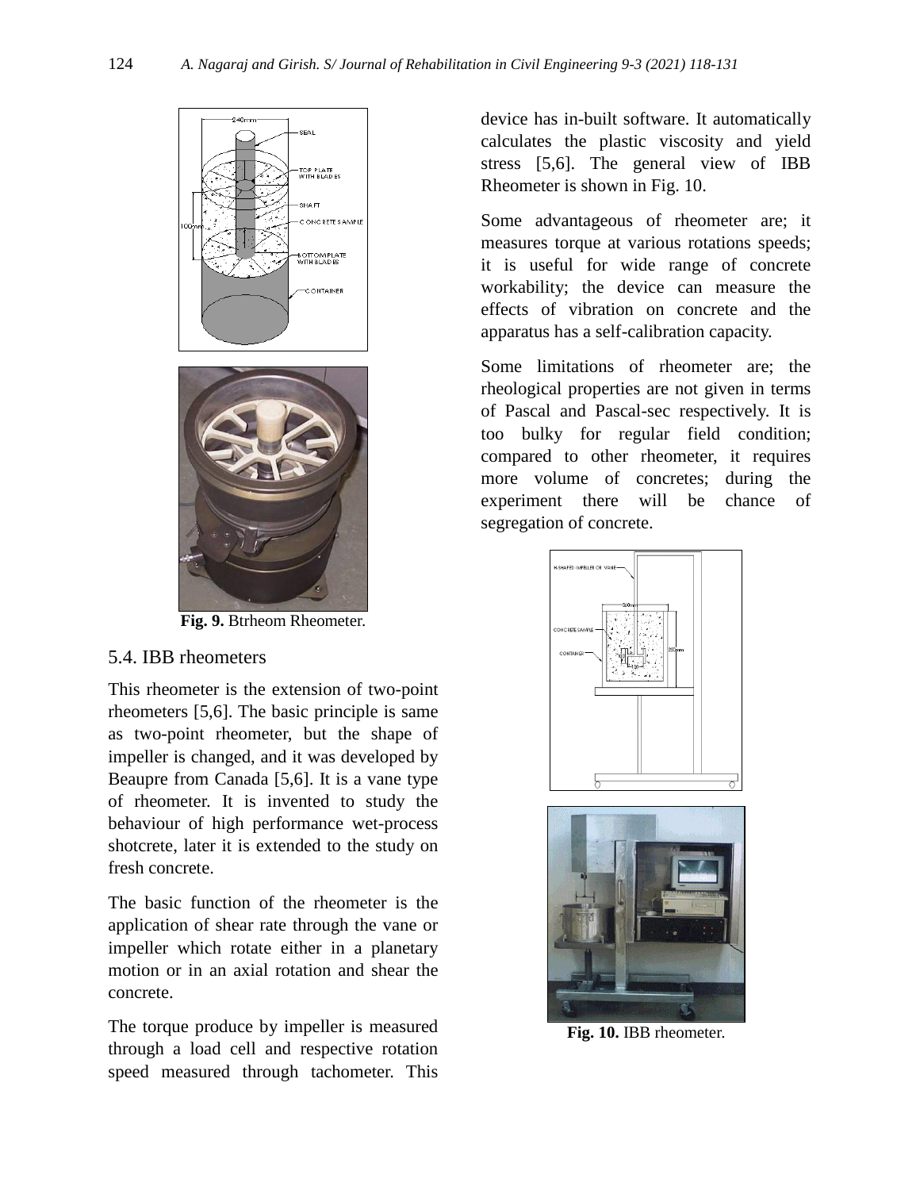**Fig. 9.** Btrheom Rheometer.

## 5.4. IBB rheometers

This rheometer is the extension of two-point rheometers [5,6]. The basic principle is same as two-point rheometer, but the shape of impeller is changed, and it was developed by Beaupre from Canada [5,6]. It is a vane type of rheometer. It is invented to study the behaviour of high performance wet-process shotcrete, later it is extended to the study on fresh concrete.

The basic function of the rheometer is the application of shear rate through the vane or impeller which rotate either in a planetary motion or in an axial rotation and shear the concrete.

The torque produce by impeller is measured through a load cell and respective rotation speed measured through tachometer. This device has in-built software. It automatically calculates the plastic viscosity and yield stress [5,6]. The general view of IBB Rheometer is shown in Fig. 10.

Some advantageous of rheometer are; it measures torque at various rotations speeds; it is useful for wide range of concrete workability; the device can measure the effects of vibration on concrete and the apparatus has a self-calibration capacity.

Some limitations of rheometer are; the rheological properties are not given in terms of Pascal and Pascal-sec respectively. It is too bulky for regular field condition; compared to other rheometer, it requires more volume of concretes; during the experiment there will be chance of segregation of concrete.

**Fig. 10.** IBB rheometer.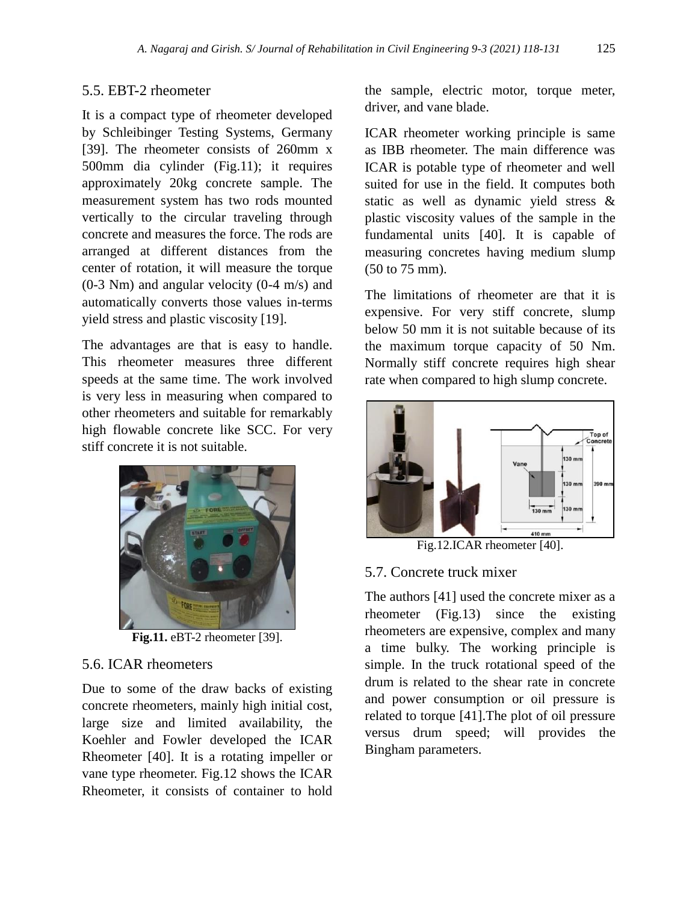### 5.5. EBT-2 rheometer

It is a compact type of rheometer developed by Schleibinger Testing Systems, Germany [39]. The rheometer consists of 260mm x 500mm dia cylinder (Fig.11); it requires approximately 20kg concrete sample. The measurement system has two rods mounted vertically to the circular traveling through concrete and measures the force. The rods are arranged at different distances from the center of rotation, it will measure the torque (0-3 Nm) and angular velocity (0-4 m/s) and automatically converts those values in-terms yield stress and plastic viscosity [19].

The advantages are that is easy to handle. This rheometer measures three different speeds at the same time. The work involved is very less in measuring when compared to other rheometers and suitable for remarkably high flowable concrete like SCC. For very stiff concrete it is not suitable.

**Fig.11.** eBT-2 rheometer [39].

### 5.6. ICAR rheometers

Due to some of the draw backs of existing concrete rheometers, mainly high initial cost, large size and limited availability, the Koehler and Fowler developed the ICAR Rheometer [40]. It is a rotating impeller or vane type rheometer. Fig.12 shows the ICAR Rheometer, it consists of container to hold the sample, electric motor, torque meter, driver, and vane blade.

ICAR rheometer working principle is same as IBB rheometer. The main difference was ICAR is potable type of rheometer and well suited for use in the field. It computes both static as well as dynamic yield stress & plastic viscosity values of the sample in the fundamental units [40]. It is capable of measuring concretes having medium slump (50 to 75 mm).

The limitations of rheometer are that it is expensive. For very stiff concrete, slump below 50 mm it is not suitable because of its the maximum torque capacity of 50 Nm. Normally stiff concrete requires high shear rate when compared to high slump concrete.

Fig.12.ICAR rheometer [40].

### 5.7. Concrete truck mixer

The authors [41] used the concrete mixer as a rheometer (Fig.13) since the existing rheometers are expensive, complex and many a time bulky. The working principle is simple. In the truck rotational speed of the drum is related to the shear rate in concrete and power consumption or oil pressure is related to torque [41].The plot of oil pressure versus drum speed; will provides the Bingham parameters.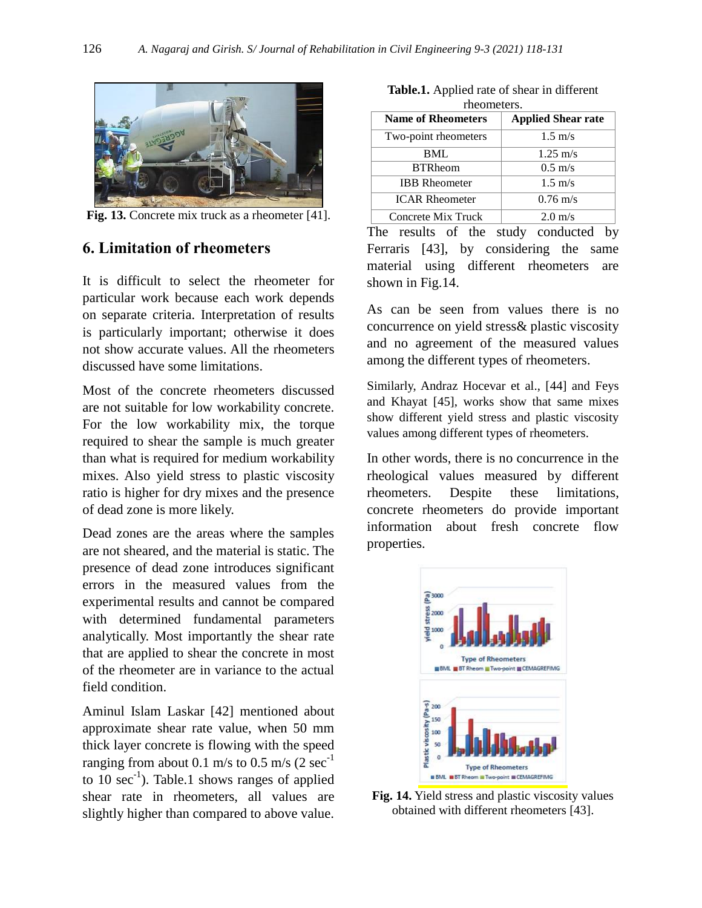Fig. 13. Concrete mix truck as a rheometer [41].

## 6. Limitation of rheometers

It is difficult to select the rheometer for particular work because each work depends on separate criteria. Interpretation of results is particularly important; otherwise it does not show accurate values. All the rheometers discussed have some limitations.

Most of the concrete rheometers discussed are not suitable for low workability concrete. For the low workability mix, the torque required to shear the sample is much greater than what is required for medium workability mixes. Also yield stress to plastic viscosity ratio is higher for dry mixes and the presence of dead zone is more likely.

Dead zones are the areas where the samples are not sheared, and the material is static. The presence of dead zone introduces significant errors in the measured values from the experimental results and cannot be compared with determined fundamental parameters analytically. Most importantly the shear rate that are applied to shear the concrete in most of the rheometer are in variance to the actual field condition.

Aminul Islam Laskar [42] mentioned about approximate shear rate value, when 50 mm thick layer concrete is flowing with the speed ranging from about 0.1 m/s to 0.5 m/s (2 $sec^{-1}$ to 10 $sec^{-1}$). Table.1 shows ranges of applied shear rate in rheometers, all values are slightly higher than compared to above value.

**Table.1.** Applied rate of shear in different rheometers.

| Name of Rheometers | Applied Shear rate |
|---|---|
| Two-point rheometers | 1.5 m/s |
| BML | 1.25 m/s |
| BTRheom | 0.5 m/s |
| IBB Rheometer | 1.5 m/s |
| ICAR Rheometer | 0.76 m/s |
| Concrete Mix Truck | 2.0 m/s |

The results of the study conducted by Ferraris [43], by considering the same material using different rheometers are shown in Fig.14.

As can be seen from values there is no concurrence on yield stress& plastic viscosity and no agreement of the measured values among the different types of rheometers.

Similarly, Andraz Hocevar et al., [44] and Feys and Khayat [45], works show that same mixes show different yield stress and plastic viscosity values among different types of rheometers.

In other words, there is no concurrence in the rheological values measured by different rheometers. Despite these limitations, concrete rheometers do provide important information about fresh concrete flow properties.

Fig. 14. Yield stress and plastic viscosity values obtained with different rheometers [43].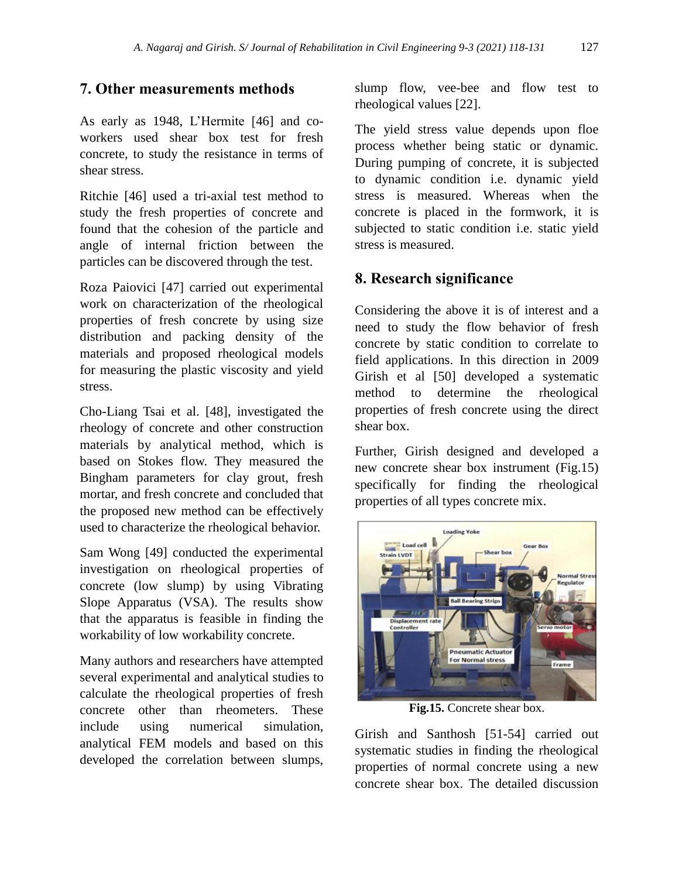## 7. Other measurements methods

As early as 1948, L'Hermite [46] and co-workers used shear box test for fresh concrete, to study the resistance in terms of shear stress.

Ritchie [46] used a tri-axial test method to study the fresh properties of concrete and found that the cohesion of the particle and angle of internal friction between the particles can be discovered through the test.

Roza Paiovici [47] carried out experimental work on characterization of the rheological properties of fresh concrete by using size distribution and packing density of the materials and proposed rheological models for measuring the plastic viscosity and yield stress.

Cho-Liang Tsai et al. [48], investigated the rheology of concrete and other construction materials by analytical method, which is based on Stokes flow. They measured the Bingham parameters for clay grout, fresh mortar, and fresh concrete and concluded that the proposed new method can be effectively used to characterize the rheological behavior.

Sam Wong [49] conducted the experimental investigation on rheological properties of concrete (low slump) by using Vibrating Slope Apparatus (VSA). The results show that the apparatus is feasible in finding the workability of low workability concrete.

Many authors and researchers have attempted several experimental and analytical studies to calculate the rheological properties of fresh concrete other than rheometers. These include using numerical simulation, analytical FEM models and based on this developed the correlation between slumps, slump flow, vee-bee and flow test to rheological values [22].

The yield stress value depends upon floe process whether being static or dynamic. During pumping of concrete, it is subjected to dynamic condition i.e. dynamic yield stress is measured. Whereas when the concrete is placed in the formwork, it is subjected to static condition i.e. static yield stress is measured.

## 8. Research significance

Considering the above it is of interest and a need to study the flow behavior of fresh concrete by static condition to correlate to field applications. In this direction in 2009 Girish et al [50] developed a systematic method to determine the rheological properties of fresh concrete using the direct shear box.

Further, Girish designed and developed a new concrete shear box instrument (Fig.15) specifically for finding the rheological properties of all types concrete mix.

**Fig.15.** Concrete shear box.

Girish and Santhosh [51-54] carried out systematic studies in finding the rheological properties of normal concrete using a new concrete shear box. The detailed discussion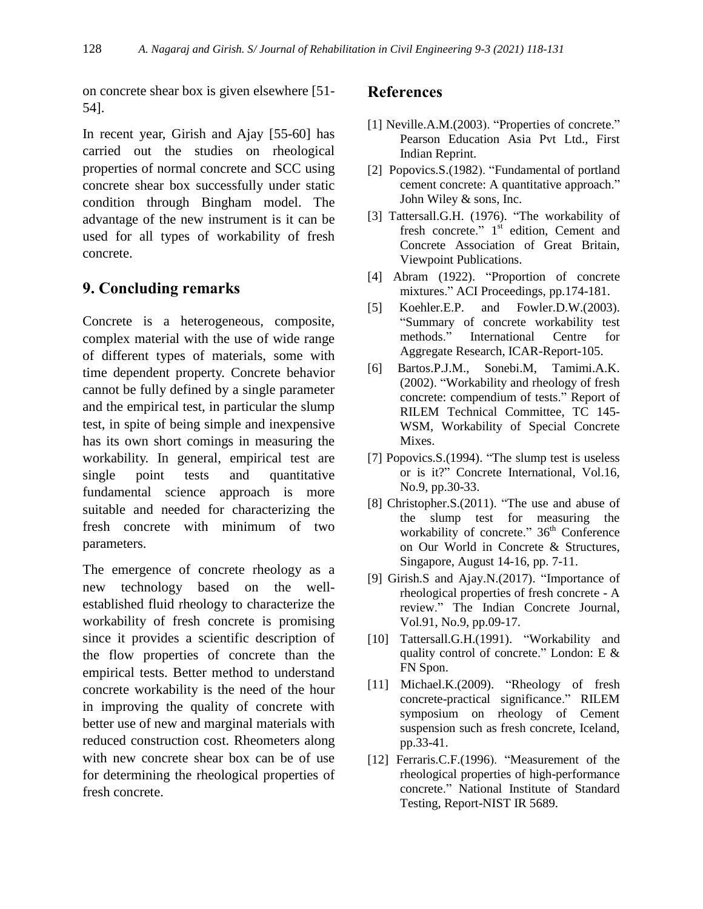on concrete shear box is given elsewhere [51-54].

In recent year, Girish and Ajay [55-60] has carried out the studies on rheological properties of normal concrete and SCC using concrete shear box successfully under static condition through Bingham model. The advantage of the new instrument is it can be used for all types of workability of fresh concrete.

## 9. Concluding remarks

Concrete is a heterogeneous, composite, complex material with the use of wide range of different types of materials, some with time dependent property. Concrete behavior cannot be fully defined by a single parameter and the empirical test, in particular the slump test, in spite of being simple and inexpensive has its own short comings in measuring the workability. In general, empirical test are single point tests and quantitative fundamental science approach is more suitable and needed for characterizing the fresh concrete with minimum of two parameters.

The emergence of concrete rheology as a new technology based on the well-established fluid rheology to characterize the workability of fresh concrete is promising since it provides a scientific description of the flow properties of concrete than the empirical tests. Better method to understand concrete workability is the need of the hour in improving the quality of concrete with better use of new and marginal materials with reduced construction cost. Rheometers along with new concrete shear box can be of use for determining the rheological properties of fresh concrete.

## References

[1] Neville.A.M.(2003). "Properties of concrete." Pearson Education Asia Pvt Ltd., First Indian Reprint.

[2] Popovics.S.(1982). "Fundamental of portland cement concrete: A quantitative approach." John Wiley & sons, Inc.

[3] Tattersall.G.H. (1976). "The workability of fresh concrete." 1st edition, Cement and Concrete Association of Great Britain, Viewpoint Publications.

[4] Abram (1922). "Proportion of concrete mixtures." ACI Proceedings, pp.174-181.

[5] Koehler.E.P. and Fowler.D.W.(2003). "Summary of concrete workability test methods." International Centre for Aggregate Research, ICAR-Report-105.

[6] Bartos.P.J.M., Sonebi.M, Tamimi.A.K. (2002). "Workability and rheology of fresh concrete: compendium of tests." Report of RILEM Technical Committee, TC 145-WSM, Workability of Special Concrete Mixes.

[7] Popovics.S.(1994). "The slump test is useless or is it?" Concrete International, Vol.16, No.9, pp.30-33.

[8] Christopher.S.(2011). "The use and abuse of the slump test for measuring the workability of concrete." 36th Conference on Our World in Concrete & Structures, Singapore, August 14-16, pp. 7-11.

[9] Girish.S and Ajay.N.(2017). "Importance of rheological properties of fresh concrete - A review." The Indian Concrete Journal, Vol.91, No.9, pp.09-17.

[10] Tattersall.G.H.(1991). "Workability and quality control of concrete." London: E & FN Spon.

[11] Michael.K.(2009). "Rheology of fresh concrete-practical significance." RILEM symposium on rheology of Cement suspension such as fresh concrete, Iceland, pp.33-41.

[12] Ferraris.C.F.(1996). "Measurement of the rheological properties of high-performance concrete." National Institute of Standard Testing, Report-NIST IR 5689.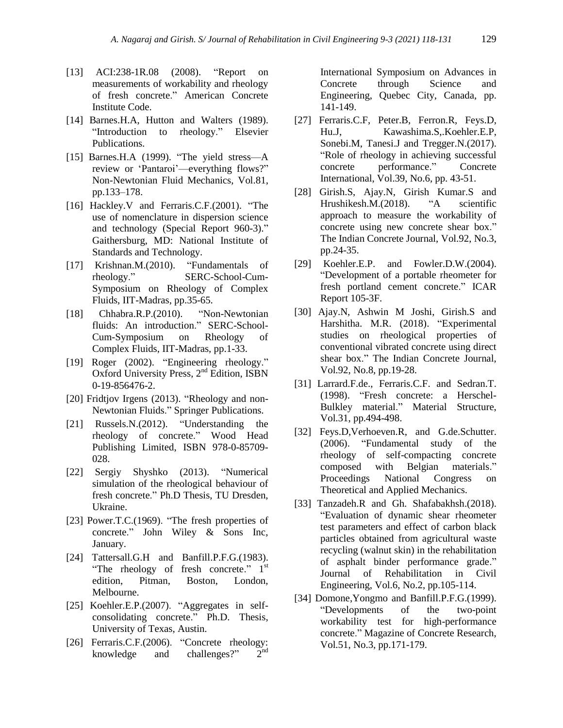[13] ACI:238-1R.08 (2008). "Report on measurements of workability and rheology of fresh concrete." American Concrete Institute Code.

[14] Barnes.H.A, Hutton and Walters (1989). "Introduction to rheology." Elsevier Publications.

[15] Barnes.H.A (1999). "The yield stress—A review or 'Pantaroi'—everything flows?" Non-Newtonian Fluid Mechanics, Vol.81, pp.133–178.

[16] Hackley.V and Ferraris.C.F.(2001). "The use of nomenclature in dispersion science and technology (Special Report 960-3)." Gaithersburg, MD: National Institute of Standards and Technology.

[17] Krishnan.M.(2010). "Fundamentals of rheology." SERC-School-Cum-Symposium on Rheology of Complex Fluids, IIT-Madras, pp.35-65.

[18] Chhabra.R.P.(2010). "Non-Newtonian fluids: An introduction." SERC-School-Cum-Symposium on Rheology of Complex Fluids, IIT-Madras, pp.1-33.

[19] Roger (2002). "Engineering rheology." Oxford University Press, 2nd Edition, ISBN 0-19-856476-2.

[20] Fridtjov Irgens (2013). "Rheology and non-Newtonian Fluids." Springer Publications.

[21] Russels.N.(2012). "Understanding the rheology of concrete." Wood Head Publishing Limited, ISBN 978-0-85709-028.

[22] Sergiy Shyshko (2013). "Numerical simulation of the rheological behaviour of fresh concrete." Ph.D Thesis, TU Dresden, Ukraine.

[23] Power.T.C.(1969). "The fresh properties of concrete." John Wiley & Sons Inc, January.

[24] Tattersall.G.H and Banfill.P.F.G.(1983). "The rheology of fresh concrete." 1st edition, Pitman, Boston, London, Melbourne.

[25] Koehler.E.P.(2007). "Aggregates in self-consolidating concrete." Ph.D. Thesis, University of Texas, Austin.

[26] Ferraris.C.F.(2006). "Concrete rheology: knowledge and challenges?" 2nd International Symposium on Advances in Concrete through Science and Engineering, Quebec City, Canada, pp. 141-149.

[27] Ferraris.C.F, Peter.B, Ferron.R, Feys.D, Hu.J, Kawashima.S,.Koehler.E.P, Sonebi.M, Tanesi.J and Tregger.N.(2017). "Role of rheology in achieving successful concrete performance." Concrete International, Vol.39, No.6, pp. 43-51.

[28] Girish.S, Ajay.N, Girish Kumar.S and Hrushikesh.M.(2018). "A scientific approach to measure the workability of concrete using new concrete shear box." The Indian Concrete Journal, Vol.92, No.3, pp.24-35.

[29] Koehler.E.P. and Fowler.D.W.(2004). "Development of a portable rheometer for fresh portland cement concrete." ICAR Report 105-3F.

[30] Ajay.N, Ashwin M Joshi, Girish.S and Harshitha. M.R. (2018). "Experimental studies on rheological properties of conventional vibrated concrete using direct shear box." The Indian Concrete Journal, Vol.92, No.8, pp.19-28.

[31] Larrard.F.de., Ferraris.C.F. and Sedran.T. (1998). "Fresh concrete: a Herschel-Bulkley material." Material Structure, Vol.31, pp.494-498.

[32] Feys.D,Verhoeven.R, and G.de.Schutter. (2006). "Fundamental study of the rheology of self-compacting concrete composed with Belgian materials." Proceedings National Congress on Theoretical and Applied Mechanics.

[33] Tanzadeh.R and Gh. Shafabakhsh.(2018). "Evaluation of dynamic shear rheometer test parameters and effect of carbon black particles obtained from agricultural waste recycling (walnut skin) in the rehabilitation of asphalt binder performance grade." Journal of Rehabilitation in Civil Engineering, Vol.6, No.2, pp.105-114.

[34] Domone,Yongmo and Banfill.P.F.G.(1999). "Developments of the two-point workability test for high-performance concrete." Magazine of Concrete Research, Vol.51, No.3, pp.171-179.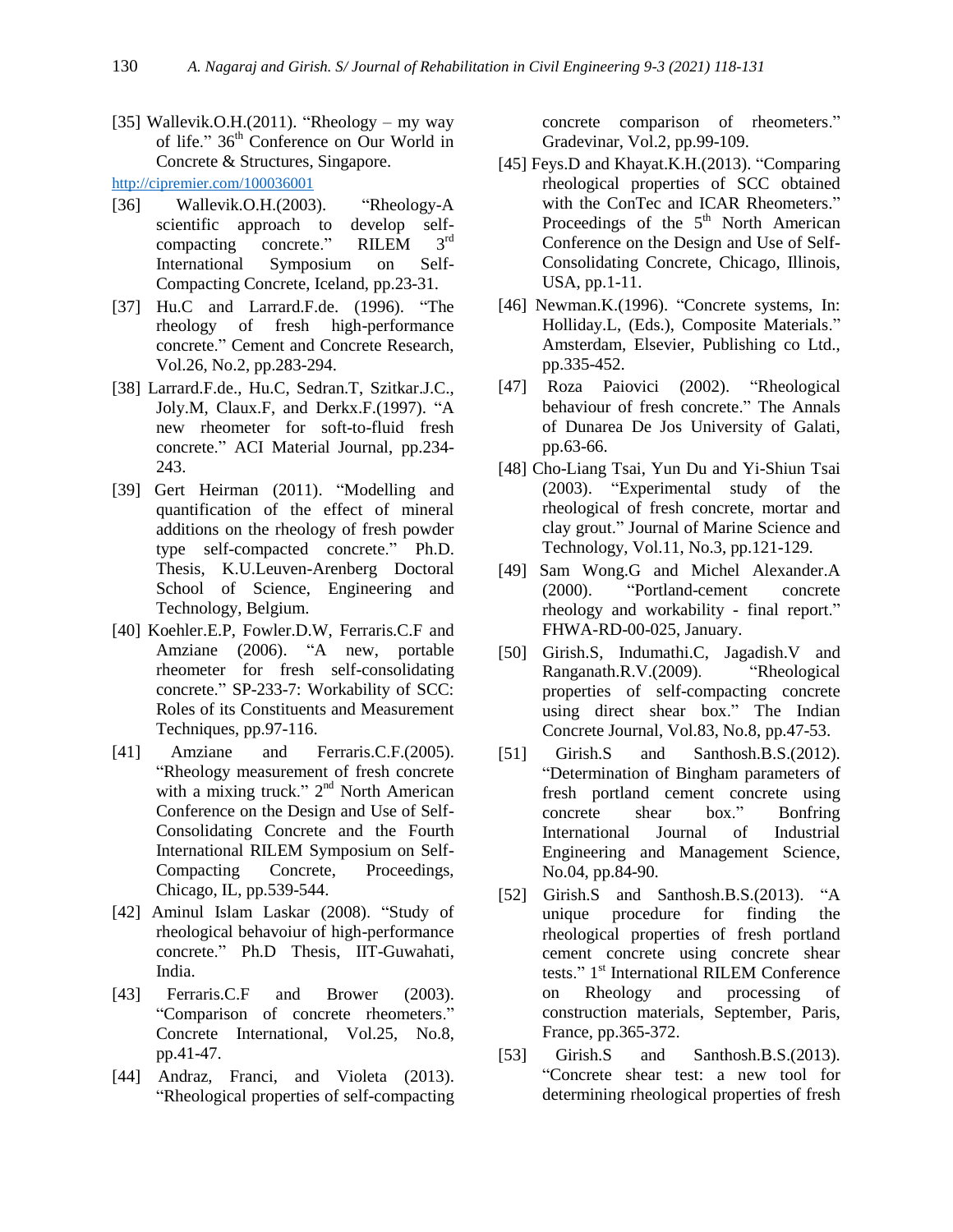[35] Wallevik.O.H.(2011). "Rheology – my way of life." 36th Conference on Our World in Concrete & Structures, Singapore. http://cipremier.com/100036001

[36] Wallevik.O.H.(2003). "Rheology-A scientific approach to develop self-compacting concrete." RILEM 3rd International Symposium on Self-Compacting Concrete, Iceland, pp.23-31.

[37] Hu.C and Larrard.F.de. (1996). "The rheology of fresh high-performance concrete." Cement and Concrete Research, Vol.26, No.2, pp.283-294.

[38] Larrard.F.de., Hu.C, Sedran.T, Szitkar.J.C., Joly.M, Claux.F, and Derkx.F.(1997). "A new rheometer for soft-to-fluid fresh concrete." ACI Material Journal, pp.234-243.

[39] Gert Heirman (2011). "Modelling and quantification of the effect of mineral additions on the rheology of fresh powder type self-compacted concrete." Ph.D. Thesis, K.U.Leuven-Arenberg Doctoral School of Science, Engineering and Technology, Belgium.

[40] Koehler.E.P, Fowler.D.W, Ferraris.C.F and Amziane (2006). "A new, portable rheometer for fresh self-consolidating concrete." SP-233-7: Workability of SCC: Roles of its Constituents and Measurement Techniques, pp.97-116.

[41] Amziane and Ferraris.C.F.(2005). "Rheology measurement of fresh concrete with a mixing truck." 2nd North American Conference on the Design and Use of Self-Consolidating Concrete and the Fourth International RILEM Symposium on Self-Compacting Concrete, Proceedings, Chicago, IL, pp.539-544.

[42] Aminul Islam Laskar (2008). "Study of rheological behavoiur of high-performance concrete." Ph.D Thesis, IIT-Guwahati, India.

[43] Ferraris.C.F and Brower (2003). "Comparison of concrete rheometers." Concrete International, Vol.25, No.8, pp.41-47.

[44] Andraz, Franci, and Violeta (2013). "Rheological properties of self-compacting concrete comparison of rheometers." Gradevinar, Vol.2, pp.99-109.

[45] Feys.D and Khayat.K.H.(2013). "Comparing rheological properties of SCC obtained with the ConTec and ICAR Rheometers." Proceedings of the 5th North American Conference on the Design and Use of Self-Consolidating Concrete, Chicago, Illinois, USA, pp.1-11.

[46] Newman.K.(1996). "Concrete systems, In: Holliday.L, (Eds.), Composite Materials." Amsterdam, Elsevier, Publishing co Ltd., pp.335-452.

[47] Roza Paiovici (2002). "Rheological behaviour of fresh concrete." The Annals of Dunarea De Jos University of Galati, pp.63-66.

[48] Cho-Liang Tsai, Yun Du and Yi-Shiun Tsai (2003). "Experimental study of the rheological of fresh concrete, mortar and clay grout." Journal of Marine Science and Technology, Vol.11, No.3, pp.121-129.

[49] Sam Wong.G and Michel Alexander.A (2000). "Portland-cement concrete rheology and workability - final report." FHWA-RD-00-025, January.

[50] Girish.S, Indumathi.C, Jagadish.V and Ranganath.R.V.(2009). "Rheological properties of self-compacting concrete using direct shear box." The Indian Concrete Journal, Vol.83, No.8, pp.47-53.

[51] Girish.S and Santhosh.B.S.(2012). "Determination of Bingham parameters of fresh portland cement concrete using concrete shear box." Bonfring International Journal of Industrial Engineering and Management Science, No.04, pp.84-90.

[52] Girish.S and Santhosh.B.S.(2013). "A unique procedure for finding the rheological properties of fresh portland cement concrete using concrete shear tests." 1st International RILEM Conference on Rheology and processing of construction materials, September, Paris, France, pp.365-372.

[53] Girish.S and Santhosh.B.S.(2013). "Concrete shear test: a new tool for determining rheological properties of fresh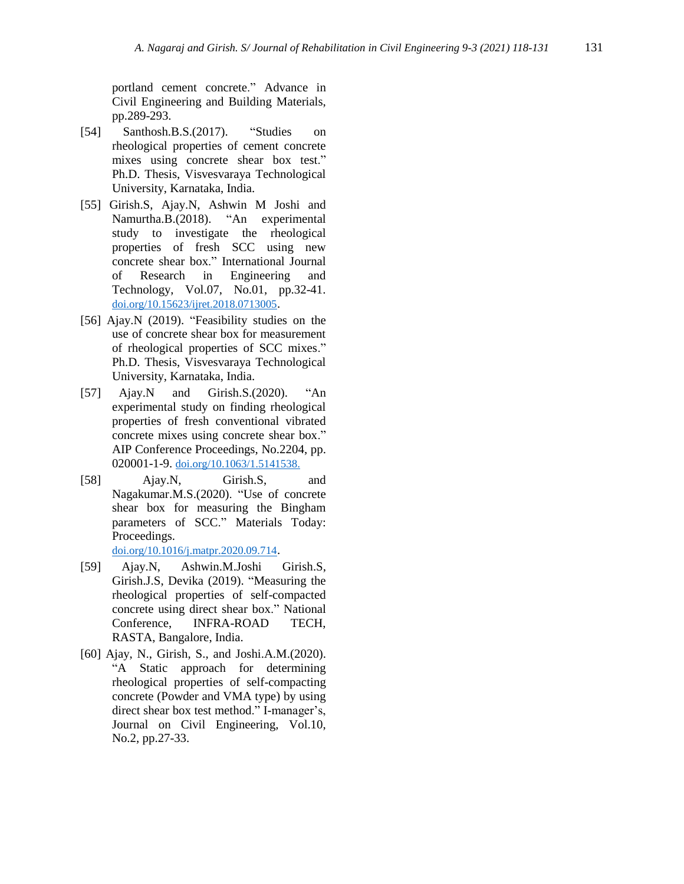portland cement concrete." Advance in Civil Engineering and Building Materials, pp.289-293.

[54] Santhosh.B.S.(2017). "Studies on rheological properties of cement concrete mixes using concrete shear box test." Ph.D. Thesis, Visvesvaraya Technological University, Karnataka, India.

[55] Girish.S, Ajay.N, Ashwin M Joshi and Namurtha.B.(2018). "An experimental study to investigate the rheological properties of fresh SCC using new concrete shear box." International Journal of Research in Engineering and Technology, Vol.07, No.01, pp.32-41. doi.org/10.15623/ijret.2018.0713005.

[56] Ajay.N (2019). "Feasibility studies on the use of concrete shear box for measurement of rheological properties of SCC mixes." Ph.D. Thesis, Visvesvaraya Technological University, Karnataka, India.

[57] Ajay.N and Girish.S.(2020). "An experimental study on finding rheological properties of fresh conventional vibrated concrete mixes using concrete shear box." AIP Conference Proceedings, No.2204, pp. 020001-1-9. doi.org/10.1063/1.5141538.

[58] Ajay.N, Girish.S, and Nagakumar.M.S.(2020). "Use of concrete shear box for measuring the Bingham parameters of SCC." Materials Today: Proceedings. doi.org/10.1016/j.matpr.2020.09.714.

[59] Ajay.N, Ashwin.M.Joshi Girish.S, Girish.J.S, Devika (2019). "Measuring the rheological properties of self-compacted concrete using direct shear box." National Conference, INFRA-ROAD TECH, RASTA, Bangalore, India.

[60] Ajay, N., Girish, S., and Joshi.A.M.(2020). "A Static approach for determining rheological properties of self-compacting concrete (Powder and VMA type) by using direct shear box test method." I-manager's, Journal on Civil Engineering, Vol.10, No.2, pp.27-33.